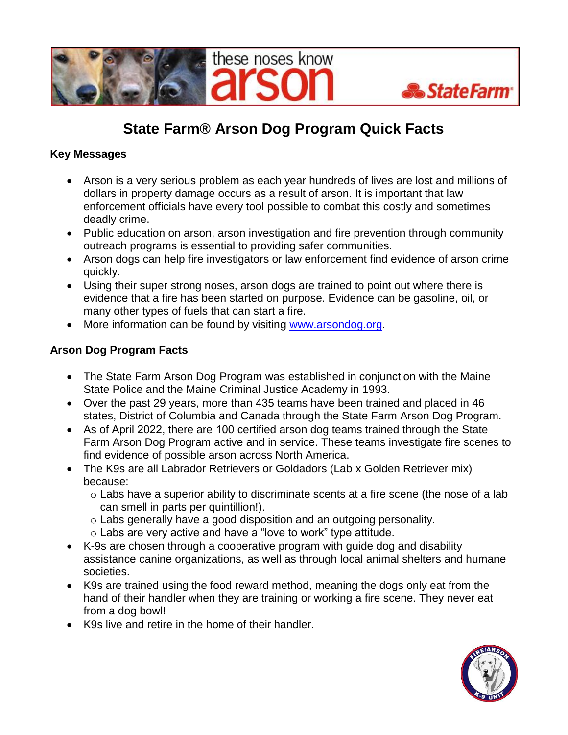# State Farm® Arson Dog Program Quick Facts

**Key Messages**

- Arson is a very serious problem as each year hundreds of lives are lost and millions of dollars in property damage occurs as a result of arson. It is important that law enforcement officials have every tool possible to combat this costly and sometimes deadly crime.
- Public education on arson, arson investigation and fire prevention through community outreach programs is essential to providing safer communities.
- Arson dogs can help fire investigators or law enforcement find evidence of arson crime quickly.
- Using their super strong noses, arson dogs are trained to point out where there is evidence that a fire has been started on purpose. Evidence can be gasoline, oil, or many other types of fuels that can start a fire.
- More information can be found by visiting [www.arsondog.org](http://www.arsondog.org).

**Arson Dog Program Facts**

- The State Farm Arson Dog Program was established in conjunction with the Maine State Police and the Maine Criminal Justice Academy in 1993.
- Over the past 29 years, more than 435 teams have been trained and placed in 46 states, District of Columbia and Canada through the State Farm Arson Dog Program.
- As of April 2022, there are 100 certified arson dog teams trained through the State Farm Arson Dog Program active and in service. These teams investigate fire scenes to find evidence of possible arson across North America.
- The K9s are all Labrador Retrievers or Goldadors (Lab x Golden Retriever mix) because:
  - Labs have a superior ability to discriminate scents at a fire scene (the nose of a lab can smell in parts per quintillion!).
  - Labs generally have a good disposition and an outgoing personality.
  - Labs are very active and have a "love to work" type attitude.
- K-9s are chosen through a cooperative program with guide dog and disability assistance canine organizations, as well as through local animal shelters and humane societies.
- K9s are trained using the food reward method, meaning the dogs only eat from the hand of their handler when they are training or working a fire scene. They never eat from a dog bowl!
- K9s live and retire in the home of their handler.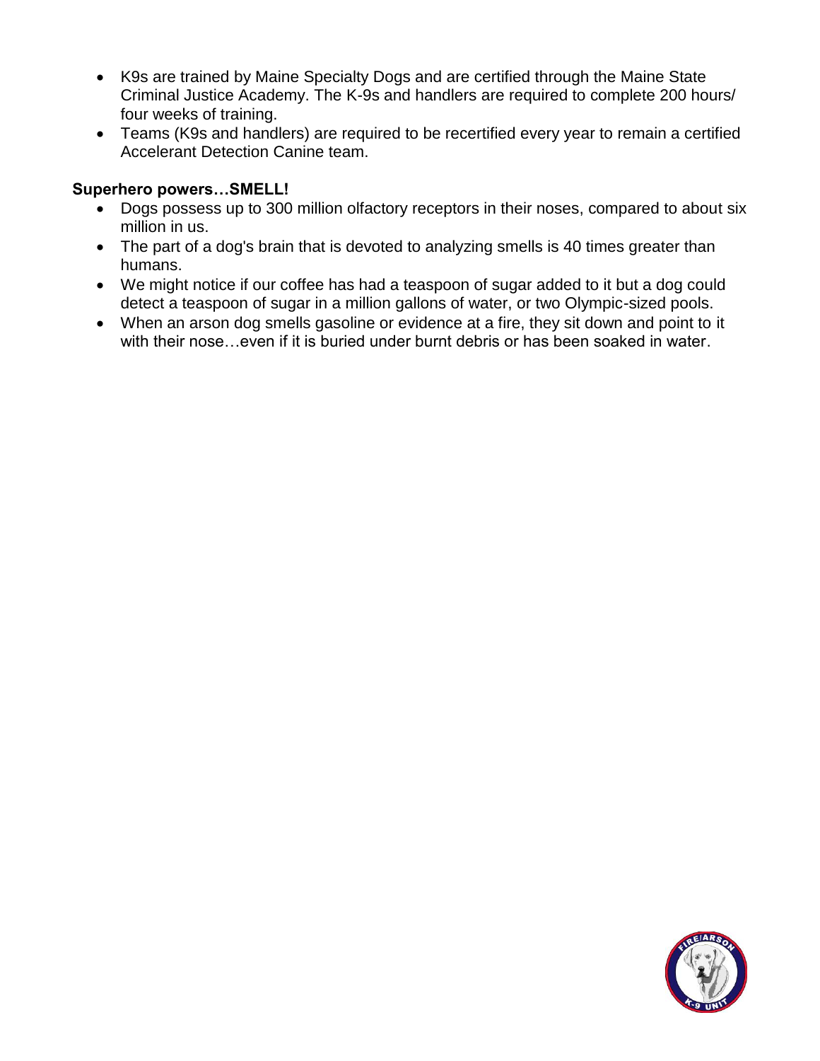- K9s are trained by Maine Specialty Dogs and are certified through the Maine State Criminal Justice Academy. The K-9s and handlers are required to complete 200 hours/ four weeks of training.
- Teams (K9s and handlers) are required to be recertified every year to remain a certified Accelerant Detection Canine team.

**Superhero powers…SMELL!**

- Dogs possess up to 300 million olfactory receptors in their noses, compared to about six million in us.
- The part of a dog's brain that is devoted to analyzing smells is 40 times greater than humans.
- We might notice if our coffee has had a teaspoon of sugar added to it but a dog could detect a teaspoon of sugar in a million gallons of water, or two Olympic-sized pools.
- When an arson dog smells gasoline or evidence at a fire, they sit down and point to it with their nose…even if it is buried under burnt debris or has been soaked in water.